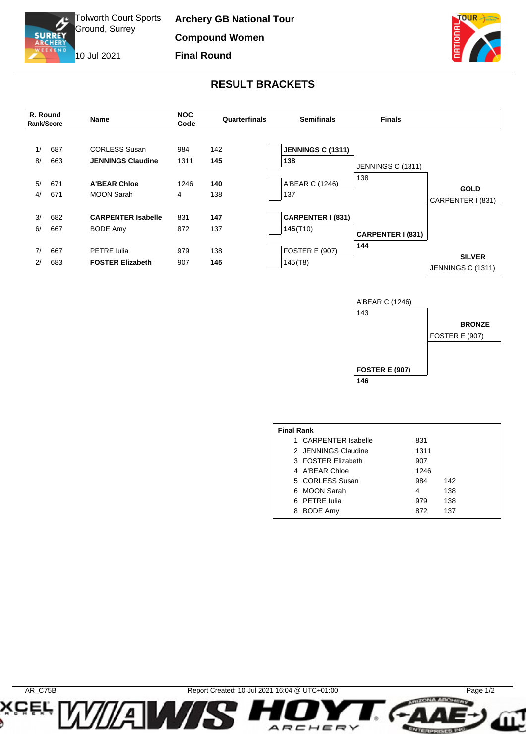Tolworth Court Sports Ground, Surrey

10 Jul 2021

**Archery GB National Tour**

**Compound Women**

**Final Round**

## RESULT BRACKETS

| R. Round Rank/Score | | Name | NOC Code | Quarterfinals |
|---|---|---|---|---|
| 1/ | 687 | CORLESS Susan | 984 | 142 |
| 8/ | 663 | **JENNINGS Claudine** | 1311 | **145** |
| 5/ | 671 | **A'BEAR Chloe** | 1246 | **140** |
| 4/ | 671 | MOON Sarah | 4 | 138 |
| 3/ | 682 | **CARPENTER Isabelle** | 831 | **147** |
| 6/ | 667 | BODE Amy | 872 | 137 |
| 7/ | 667 | PETRE Iulia | 979 | 138 |
| 2/ | 683 | **FOSTER Elizabeth** | 907 | **145** |

**Semifinals**

- **JENNINGS C (1311)** **138**
- A'BEAR C (1246) 137
- **CARPENTER I (831)** **145** (T10)
- FOSTER E (907) 145 (T8)

**Finals**

- JENNINGS C (1311) 138
- **CARPENTER I (831)** **144**

**GOLD**
CARPENTER I (831)

**SILVER**
JENNINGS C (1311)

**Bronze match**

- A'BEAR C (1246) 143
- **FOSTER E (907)** **146**

**BRONZE**
FOSTER E (907)

**Final Rank**

| | | | |
|---|---|---|---|
| 1 | CARPENTER Isabelle | 831 | |
| 2 | JENNINGS Claudine | 1311 | |
| 3 | FOSTER Elizabeth | 907 | |
| 4 | A'BEAR Chloe | 1246 | |
| 5 | CORLESS Susan | 984 | 142 |
| 6 | MOON Sarah | 4 | 138 |
| 6 | PETRE Iulia | 979 | 138 |
| 8 | BODE Amy | 872 | 137 |

AR_C75B    Report Created: 10 Jul 2021 16:04 @ UTC+01:00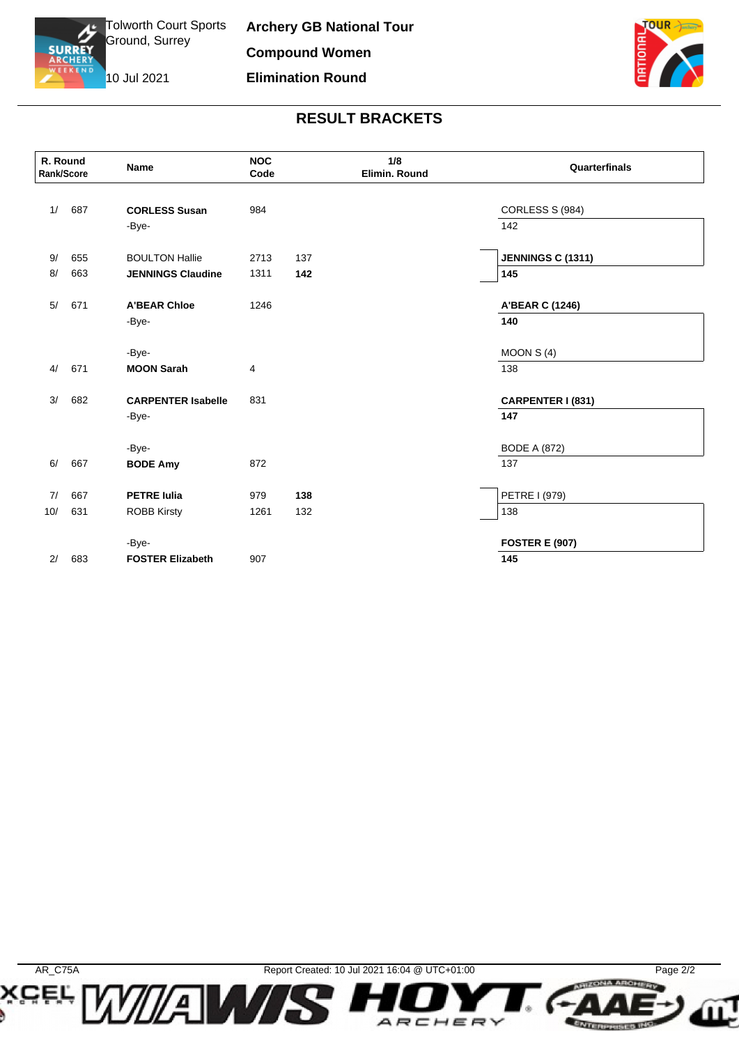Tolworth Court Sports Ground, Surrey

10 Jul 2021

**Archery GB National Tour**

**Compound Women**

**Elimination Round**

## RESULT BRACKETS

| R. Round Rank/Score | | Name | NOC Code | 1/8 Elimin. Round | Quarterfinals |
|---|---|---|---|---|---|
| 1/ | 687 | **CORLESS Susan** | 984 | | CORLESS S (984) |
| | | -Bye- | | | 142 |
| 9/ | 655 | BOULTON Hallie | 2713 | 137 | **JENNINGS C (1311)** |
| 8/ | 663 | **JENNINGS Claudine** | 1311 | **142** | **145** |
| 5/ | 671 | **A'BEAR Chloe** | 1246 | | **A'BEAR C (1246)** |
| | | -Bye- | | | **140** |
| | | -Bye- | | | MOON S (4) |
| 4/ | 671 | **MOON Sarah** | 4 | | 138 |
| 3/ | 682 | **CARPENTER Isabelle** | 831 | | **CARPENTER I (831)** |
| | | -Bye- | | | **147** |
| | | -Bye- | | | BODE A (872) |
| 6/ | 667 | **BODE Amy** | 872 | | 137 |
| 7/ | 667 | **PETRE Iulia** | 979 | **138** | PETRE I (979) |
| 10/ | 631 | ROBB Kirsty | 1261 | 132 | 138 |
| | | -Bye- | | | **FOSTER E (907)** |
| 2/ | 683 | **FOSTER Elizabeth** | 907 | | **145** |

AR_C75A

Report Created: 10 Jul 2021 16:04 @ UTC+01:00